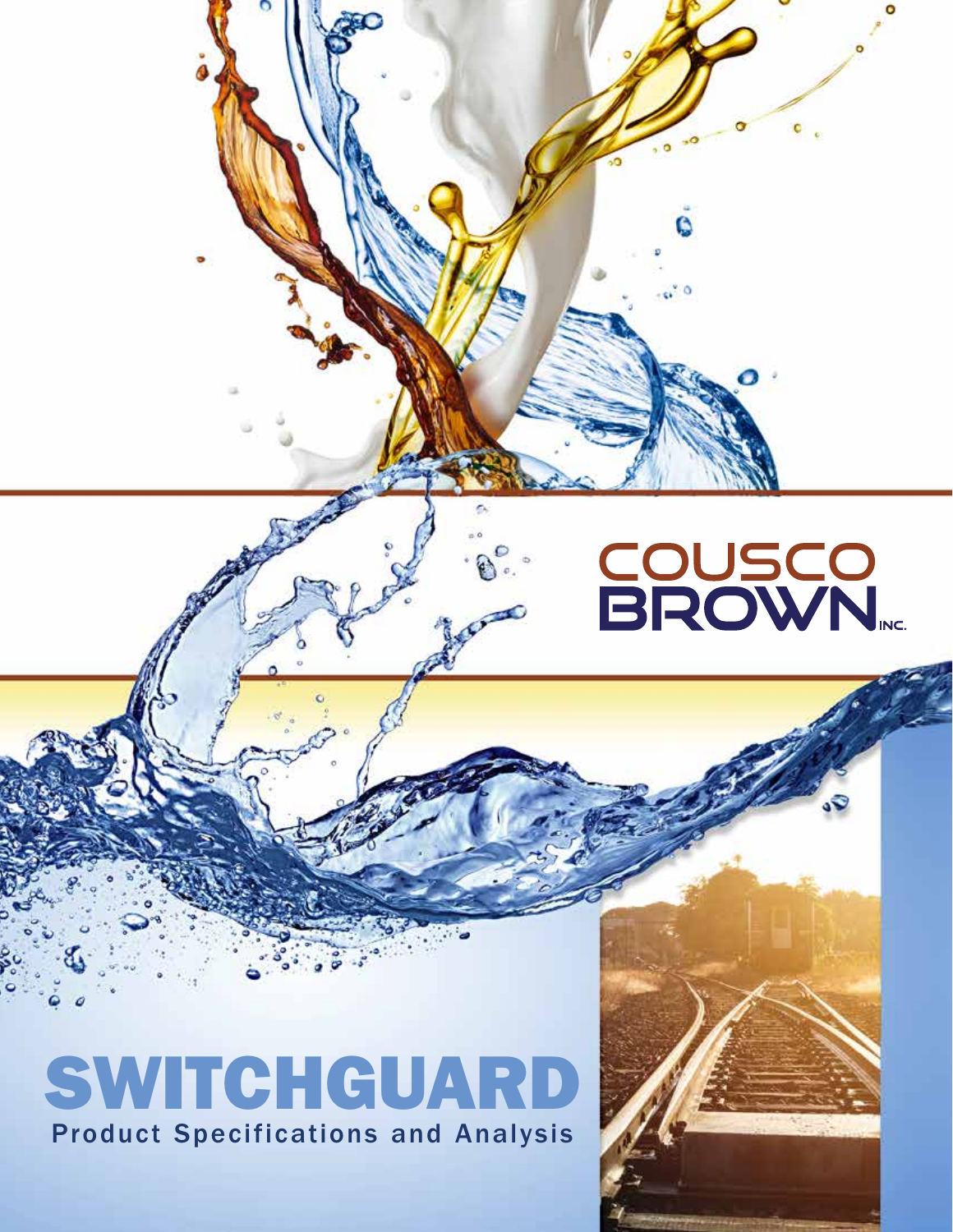COUSCO BROWN INC.

# SWITCHGUARD

## Product Specifications and Analysis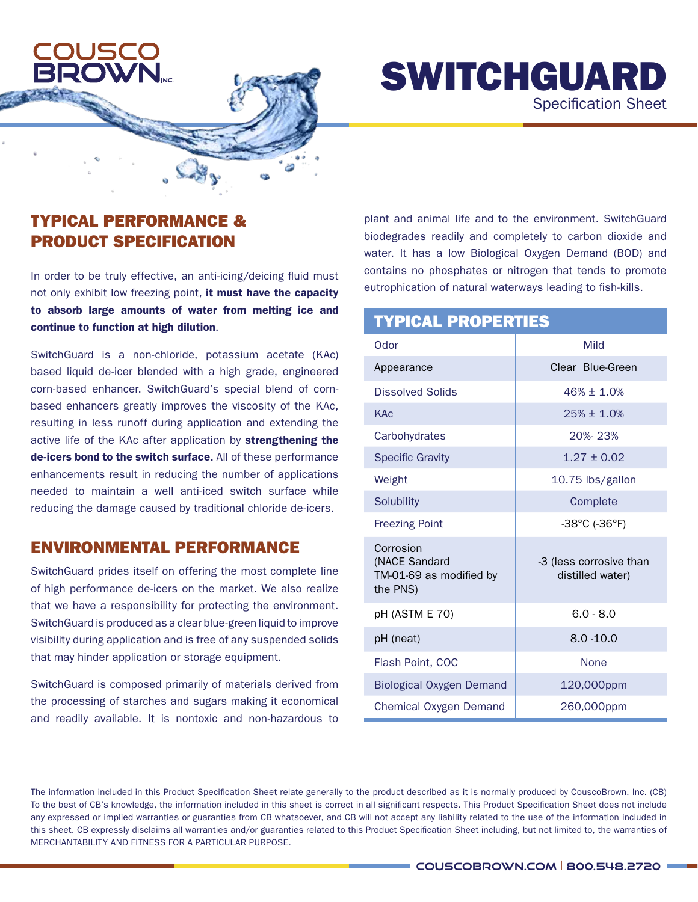COUSCO BROWN INC.

# SWITCHGUARD

Specification Sheet

## TYPICAL PERFORMANCE & PRODUCT SPECIFICATION

In order to be truly effective, an anti-icing/deicing fluid must not only exhibit low freezing point, **it must have the capacity to absorb large amounts of water from melting ice and continue to function at high dilution**.

SwitchGuard is a non-chloride, potassium acetate (KAc) based liquid de-icer blended with a high grade, engineered corn-based enhancer. SwitchGuard's special blend of corn-based enhancers greatly improves the viscosity of the KAc, resulting in less runoff during application and extending the active life of the KAc after application by **strengthening the de-icers bond to the switch surface.** All of these performance enhancements result in reducing the number of applications needed to maintain a well anti-iced switch surface while reducing the damage caused by traditional chloride de-icers.

## ENVIRONMENTAL PERFORMANCE

SwitchGuard prides itself on offering the most complete line of high performance de-icers on the market. We also realize that we have a responsibility for protecting the environment. SwitchGuard is produced as a clear blue-green liquid to improve visibility during application and is free of any suspended solids that may hinder application or storage equipment.

SwitchGuard is composed primarily of materials derived from the processing of starches and sugars making it economical and readily available. It is nontoxic and non-hazardous to plant and animal life and to the environment. SwitchGuard biodegrades readily and completely to carbon dioxide and water. It has a low Biological Oxygen Demand (BOD) and contains no phosphates or nitrogen that tends to promote eutrophication of natural waterways leading to fish-kills.

## TYPICAL PROPERTIES

| Property | Value |
| --- | --- |
| Odor | Mild |
| Appearance | Clear Blue-Green |
| Dissolved Solids | 46% ± 1.0% |
| KAc | 25% ± 1.0% |
| Carbohydrates | 20%- 23% |
| Specific Gravity | 1.27 ± 0.02 |
| Weight | 10.75 lbs/gallon |
| Solubility | Complete |
| Freezing Point | -38°C (-36°F) |
| Corrosion (NACE Sandard TM-01-69 as modified by the PNS) | -3 (less corrosive than distilled water) |
| pH (ASTM E 70) | 6.0 - 8.0 |
| pH (neat) | 8.0 -10.0 |
| Flash Point, COC | None |
| Biological Oxygen Demand | 120,000ppm |
| Chemical Oxygen Demand | 260,000ppm |

The information included in this Product Specification Sheet relate generally to the product described as it is normally produced by CouscoBrown, Inc. (CB) To the best of CB's knowledge, the information included in this sheet is correct in all significant respects. This Product Specification Sheet does not include any expressed or implied warranties or guaranties from CB whatsoever, and CB will not accept any liability related to the use of the information included in this sheet. CB expressly disclaims all warranties and/or guarantees related to this Product Specification Sheet including, but not limited to, the warranties of MERCHANTABILITY AND FITNESS FOR A PARTICULAR PURPOSE.

COUSCOBROWN.COM | 800.548.2720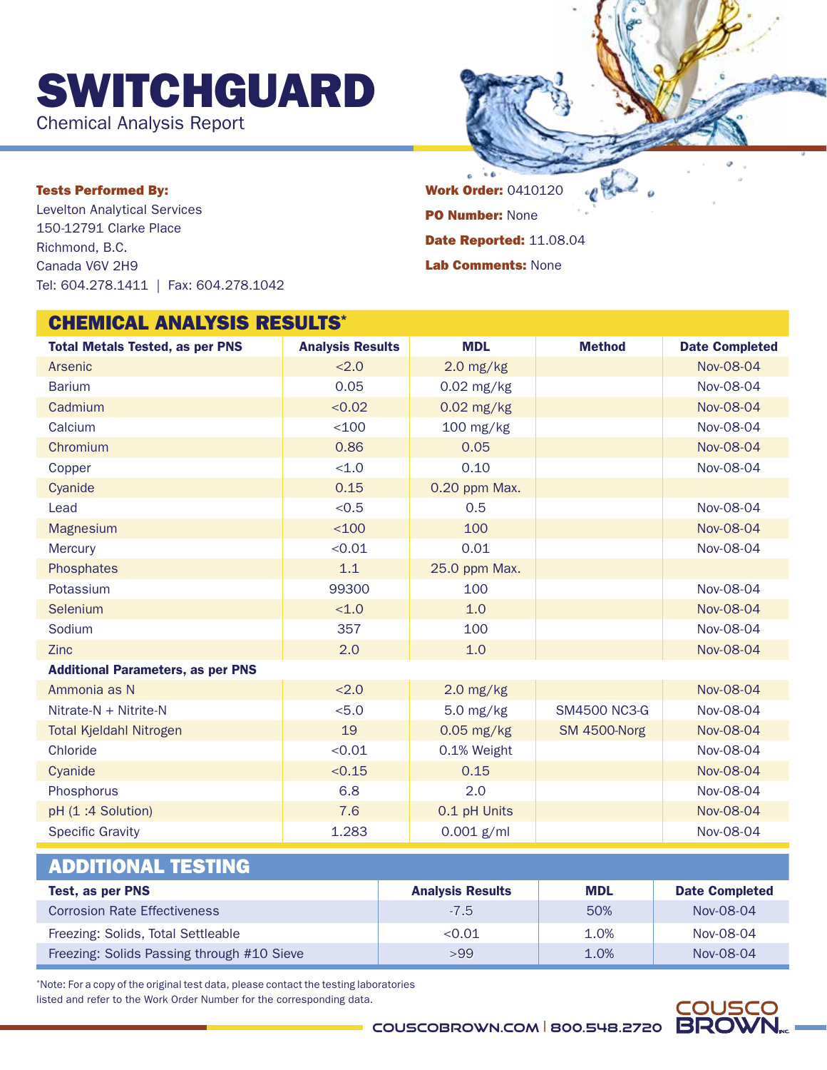# SWITCHGUARD

Chemical Analysis Report

**Tests Performed By:**
Levelton Analytical Services
150-12791 Clarke Place
Richmond, B.C.
Canada V6V 2H9
Tel: 604.278.1411 | Fax: 604.278.1042

**Work Order:** 0410120
**PO Number:** None
**Date Reported:** 11.08.04
**Lab Comments:** None

## CHEMICAL ANALYSIS RESULTS*

| Total Metals Tested, as per PNS | Analysis Results | MDL | Method | Date Completed |
|---|---|---|---|---|
| Arsenic | <2.0 | 2.0 mg/kg | | Nov-08-04 |
| Barium | 0.05 | 0.02 mg/kg | | Nov-08-04 |
| Cadmium | <0.02 | 0.02 mg/kg | | Nov-08-04 |
| Calcium | <100 | 100 mg/kg | | Nov-08-04 |
| Chromium | 0.86 | 0.05 | | Nov-08-04 |
| Copper | <1.0 | 0.10 | | Nov-08-04 |
| Cyanide | 0.15 | 0.20 ppm Max. | | |
| Lead | <0.5 | 0.5 | | Nov-08-04 |
| Magnesium | <100 | 100 | | Nov-08-04 |
| Mercury | <0.01 | 0.01 | | Nov-08-04 |
| Phosphates | 1.1 | 25.0 ppm Max. | | |
| Potassium | 99300 | 100 | | Nov-08-04 |
| Selenium | <1.0 | 1.0 | | Nov-08-04 |
| Sodium | 357 | 100 | | Nov-08-04 |
| Zinc | 2.0 | 1.0 | | Nov-08-04 |
| **Additional Parameters, as per PNS** | | | | |
| Ammonia as N | <2.0 | 2.0 mg/kg | | Nov-08-04 |
| Nitrate-N + Nitrite-N | <5.0 | 5.0 mg/kg | SM4500 NC3-G | Nov-08-04 |
| Total Kjeldahl Nitrogen | 19 | 0.05 mg/kg | SM 4500-Norg | Nov-08-04 |
| Chloride | <0.01 | 0.1% Weight | | Nov-08-04 |
| Cyanide | <0.15 | 0.15 | | Nov-08-04 |
| Phosphorus | 6.8 | 2.0 | | Nov-08-04 |
| pH (1 :4 Solution) | 7.6 | 0.1 pH Units | | Nov-08-04 |
| Specific Gravity | 1.283 | 0.001 g/ml | | Nov-08-04 |

## ADDITIONAL TESTING

| Test, as per PNS | Analysis Results | MDL | Date Completed |
|---|---|---|---|
| Corrosion Rate Effectiveness | -7.5 | 50% | Nov-08-04 |
| Freezing: Solids, Total Settleable | <0.01 | 1.0% | Nov-08-04 |
| Freezing: Solids Passing through #10 Sieve | >99 | 1.0% | Nov-08-04 |

*Note: For a copy of the original test data, please contact the testing laboratories listed and refer to the Work Order Number for the corresponding data.

COUSCOBROWN.COM | 800.548.2720 COUSCO BROWN INC.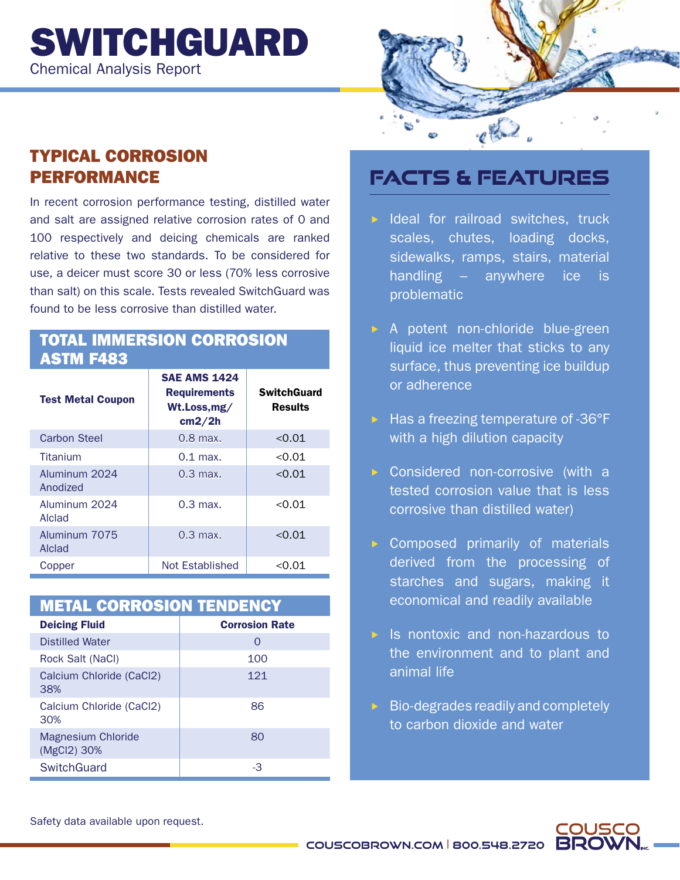# SWITCHGUARD

Chemical Analysis Report

## TYPICAL CORROSION PERFORMANCE

In recent corrosion performance testing, distilled water and salt are assigned relative corrosion rates of 0 and 100 respectively and deicing chemicals are ranked relative to these two standards. To be considered for use, a deicer must score 30 or less (70% less corrosive than salt) on this scale. Tests revealed SwitchGuard was found to be less corrosive than distilled water.

### TOTAL IMMERSION CORROSION ASTM F483

| Test Metal Coupon | SAE AMS 1424 Requirements Wt.Loss,mg/cm2/2h | SwitchGuard Results |
|---|---|---|
| Carbon Steel | 0.8 max. | <0.01 |
| Titanium | 0.1 max. | <0.01 |
| Aluminum 2024 Anodized | 0.3 max. | <0.01 |
| Aluminum 2024 Alclad | 0.3 max. | <0.01 |
| Aluminum 7075 Alclad | 0.3 max. | <0.01 |
| Copper | Not Established | <0.01 |

### METAL CORROSION TENDENCY

| Deicing Fluid | Corrosion Rate |
|---|---|
| Distilled Water | 0 |
| Rock Salt (NaCl) | 100 |
| Calcium Chloride ($CaCl_2$) 38% | 121 |
| Calcium Chloride ($CaCl_2$) 30% | 86 |
| Magnesium Chloride ($MgCl_2$) 30% | 80 |
| SwitchGuard | -3 |

## FACTS & FEATURES

- Ideal for railroad switches, truck scales, chutes, loading docks, sidewalks, ramps, stairs, material handling – anywhere ice is problematic
- A potent non-chloride blue-green liquid ice melter that sticks to any surface, thus preventing ice buildup or adherence
- Has a freezing temperature of -36°F with a high dilution capacity
- Considered non-corrosive (with a tested corrosion value that is less corrosive than distilled water)
- Composed primarily of materials derived from the processing of starches and sugars, making it economical and readily available
- Is nontoxic and non-hazardous to the environment and to plant and animal life
- Bio-degrades readily and completely to carbon dioxide and water

Safety data available upon request.

COUSCOBROWN.COM | 800.548.2720 COUSCO BROWN INC.